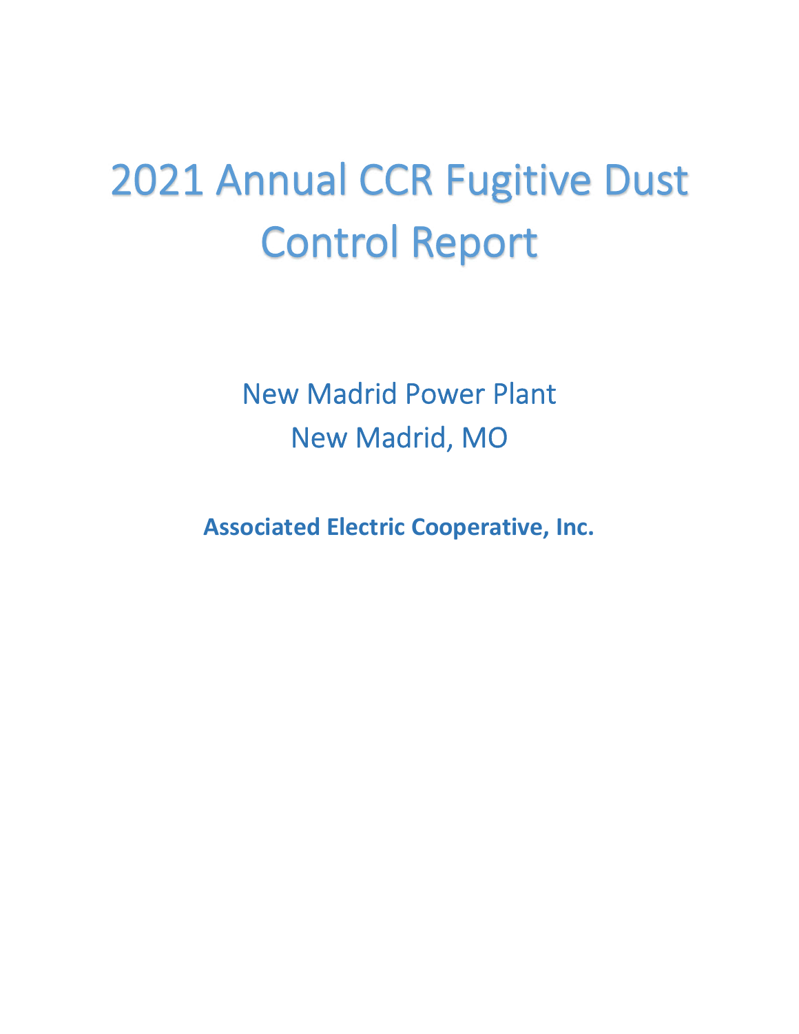# 2021 Annual CCR Fugitive Dust Control Report

New Madrid Power Plant
New Madrid, MO

**Associated Electric Cooperative, Inc.**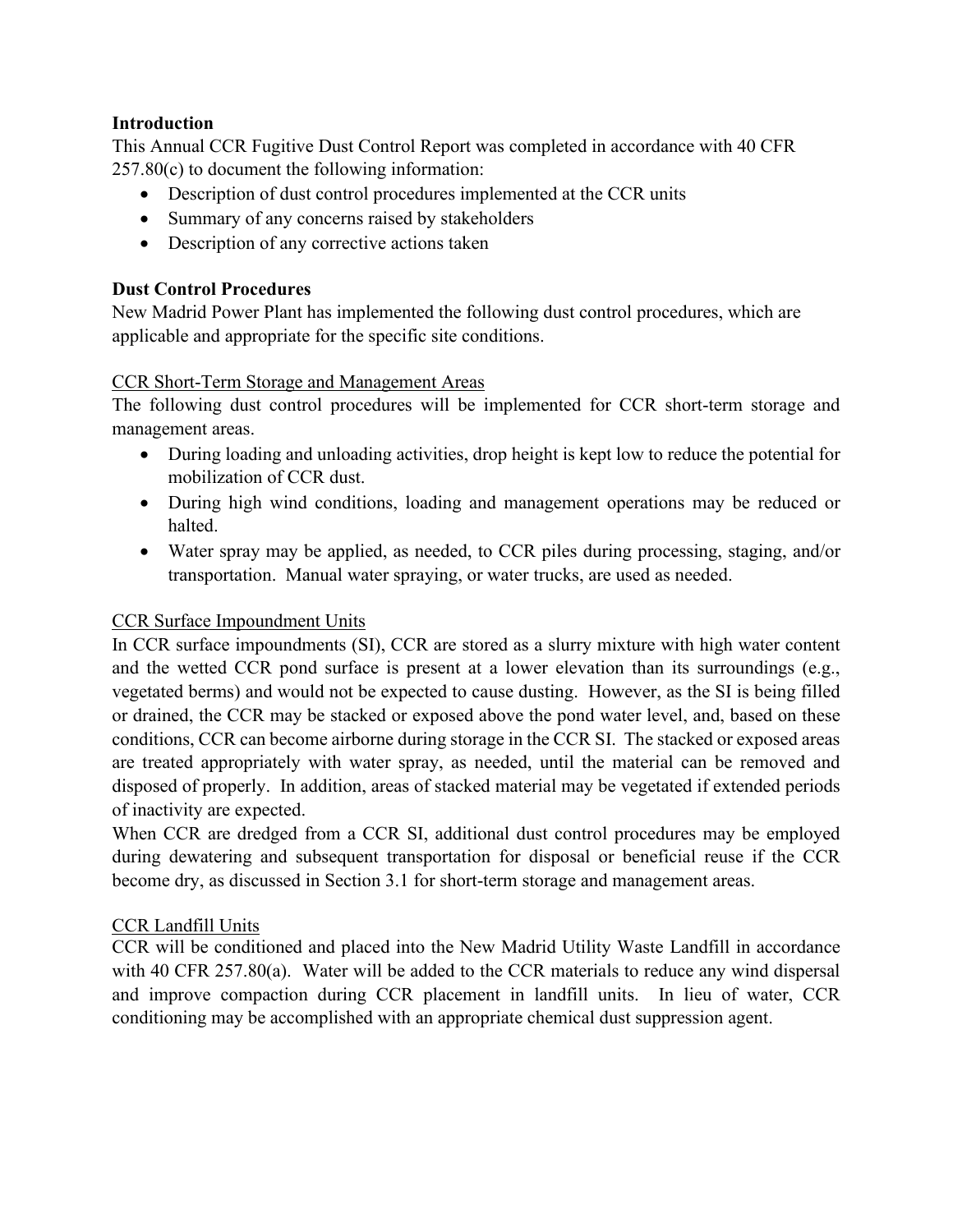## Introduction

This Annual CCR Fugitive Dust Control Report was completed in accordance with 40 CFR 257.80(c) to document the following information:

- Description of dust control procedures implemented at the CCR units
- Summary of any concerns raised by stakeholders
- Description of any corrective actions taken

## Dust Control Procedures

New Madrid Power Plant has implemented the following dust control procedures, which are applicable and appropriate for the specific site conditions.

### CCR Short-Term Storage and Management Areas

The following dust control procedures will be implemented for CCR short-term storage and management areas.

- During loading and unloading activities, drop height is kept low to reduce the potential for mobilization of CCR dust.
- During high wind conditions, loading and management operations may be reduced or halted.
- Water spray may be applied, as needed, to CCR piles during processing, staging, and/or transportation. Manual water spraying, or water trucks, are used as needed.

### CCR Surface Impoundment Units

In CCR surface impoundments (SI), CCR are stored as a slurry mixture with high water content and the wetted CCR pond surface is present at a lower elevation than its surroundings (e.g., vegetated berms) and would not be expected to cause dusting. However, as the SI is being filled or drained, the CCR may be stacked or exposed above the pond water level, and, based on these conditions, CCR can become airborne during storage in the CCR SI. The stacked or exposed areas are treated appropriately with water spray, as needed, until the material can be removed and disposed of properly. In addition, areas of stacked material may be vegetated if extended periods of inactivity are expected.

When CCR are dredged from a CCR SI, additional dust control procedures may be employed during dewatering and subsequent transportation for disposal or beneficial reuse if the CCR become dry, as discussed in Section 3.1 for short-term storage and management areas.

### CCR Landfill Units

CCR will be conditioned and placed into the New Madrid Utility Waste Landfill in accordance with 40 CFR 257.80(a). Water will be added to the CCR materials to reduce any wind dispersal and improve compaction during CCR placement in landfill units. In lieu of water, CCR conditioning may be accomplished with an appropriate chemical dust suppression agent.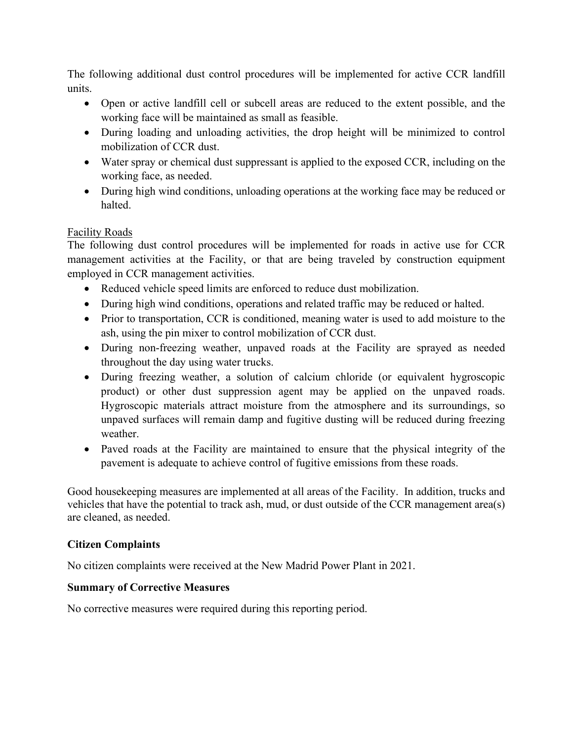The following additional dust control procedures will be implemented for active CCR landfill units.

- Open or active landfill cell or subcell areas are reduced to the extent possible, and the working face will be maintained as small as feasible.
- During loading and unloading activities, the drop height will be minimized to control mobilization of CCR dust.
- Water spray or chemical dust suppressant is applied to the exposed CCR, including on the working face, as needed.
- During high wind conditions, unloading operations at the working face may be reduced or halted.

Facility Roads

The following dust control procedures will be implemented for roads in active use for CCR management activities at the Facility, or that are being traveled by construction equipment employed in CCR management activities.

- Reduced vehicle speed limits are enforced to reduce dust mobilization.
- During high wind conditions, operations and related traffic may be reduced or halted.
- Prior to transportation, CCR is conditioned, meaning water is used to add moisture to the ash, using the pin mixer to control mobilization of CCR dust.
- During non-freezing weather, unpaved roads at the Facility are sprayed as needed throughout the day using water trucks.
- During freezing weather, a solution of calcium chloride (or equivalent hygroscopic product) or other dust suppression agent may be applied on the unpaved roads. Hygroscopic materials attract moisture from the atmosphere and its surroundings, so unpaved surfaces will remain damp and fugitive dusting will be reduced during freezing weather.
- Paved roads at the Facility are maintained to ensure that the physical integrity of the pavement is adequate to achieve control of fugitive emissions from these roads.

Good housekeeping measures are implemented at all areas of the Facility. In addition, trucks and vehicles that have the potential to track ash, mud, or dust outside of the CCR management area(s) are cleaned, as needed.

**Citizen Complaints**

No citizen complaints were received at the New Madrid Power Plant in 2021.

**Summary of Corrective Measures**

No corrective measures were required during this reporting period.